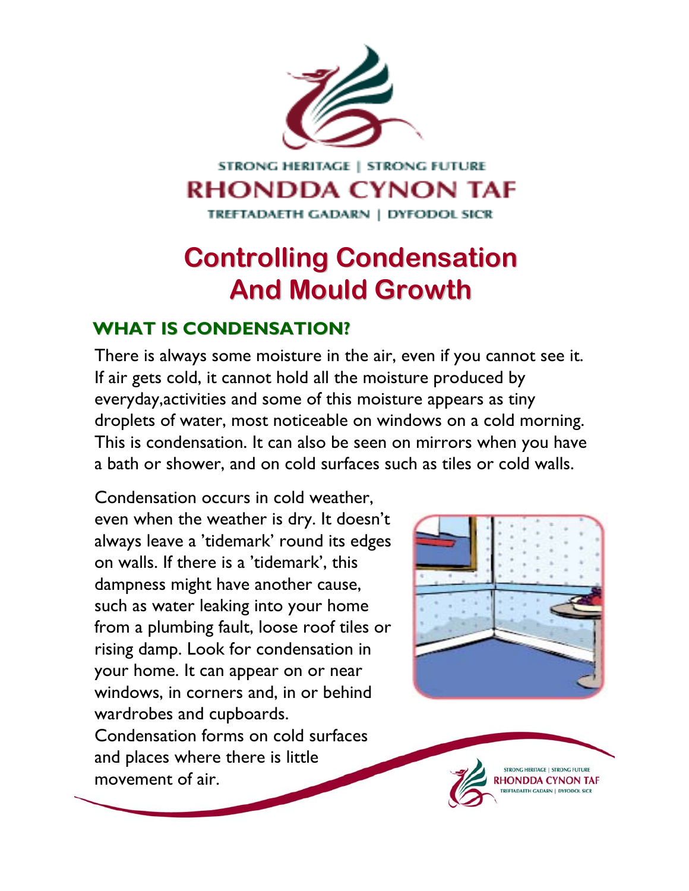STRONG HERITAGE | STRONG FUTURE
RHONDDA CYNON TAF
TREFTADAETH GADARN | DYFODOL SICR

# Controlling Condensation And Mould Growth

## WHAT IS CONDENSATION?

There is always some moisture in the air, even if you cannot see it. If air gets cold, it cannot hold all the moisture produced by everyday,activities and some of this moisture appears as tiny droplets of water, most noticeable on windows on a cold morning. This is condensation. It can also be seen on mirrors when you have a bath or shower, and on cold surfaces such as tiles or cold walls.

Condensation occurs in cold weather, even when the weather is dry. It doesn't always leave a 'tidemark' round its edges on walls. If there is a 'tidemark', this dampness might have another cause, such as water leaking into your home from a plumbing fault, loose roof tiles or rising damp. Look for condensation in your home. It can appear on or near windows, in corners and, in or behind wardrobes and cupboards. Condensation forms on cold surfaces and places where there is little movement of air.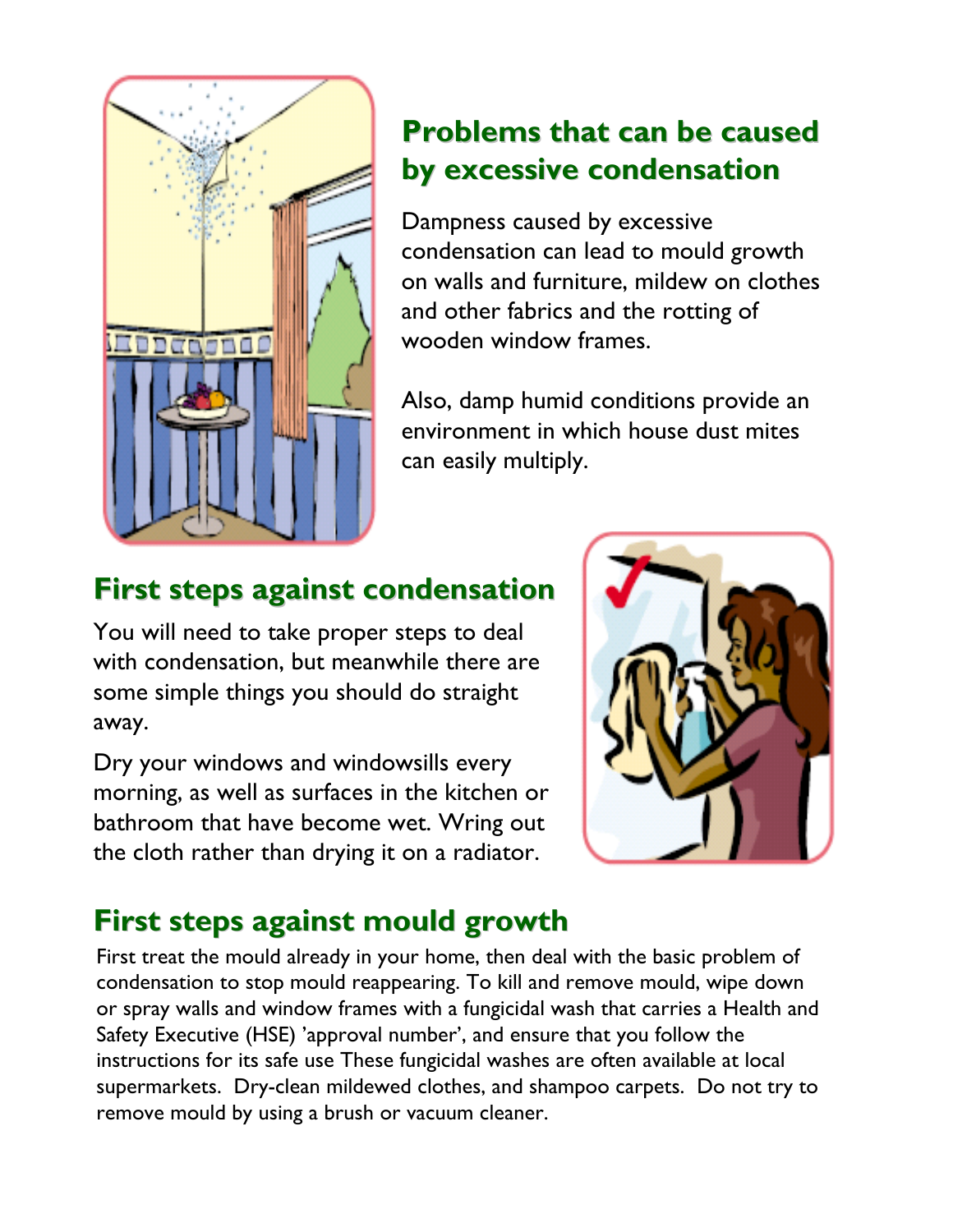## Problems that can be caused by excessive condensation

Dampness caused by excessive condensation can lead to mould growth on walls and furniture, mildew on clothes and other fabrics and the rotting of wooden window frames.

Also, damp humid conditions provide an environment in which house dust mites can easily multiply.

## First steps against condensation

You will need to take proper steps to deal with condensation, but meanwhile there are some simple things you should do straight away.

Dry your windows and windowsills every morning, as well as surfaces in the kitchen or bathroom that have become wet. Wring out the cloth rather than drying it on a radiator.

## First steps against mould growth

First treat the mould already in your home, then deal with the basic problem of condensation to stop mould reappearing. To kill and remove mould, wipe down or spray walls and window frames with a fungicidal wash that carries a Health and Safety Executive (HSE) 'approval number', and ensure that you follow the instructions for its safe use These fungicidal washes are often available at local supermarkets. Dry-clean mildewed clothes, and shampoo carpets. Do not try to remove mould by using a brush or vacuum cleaner.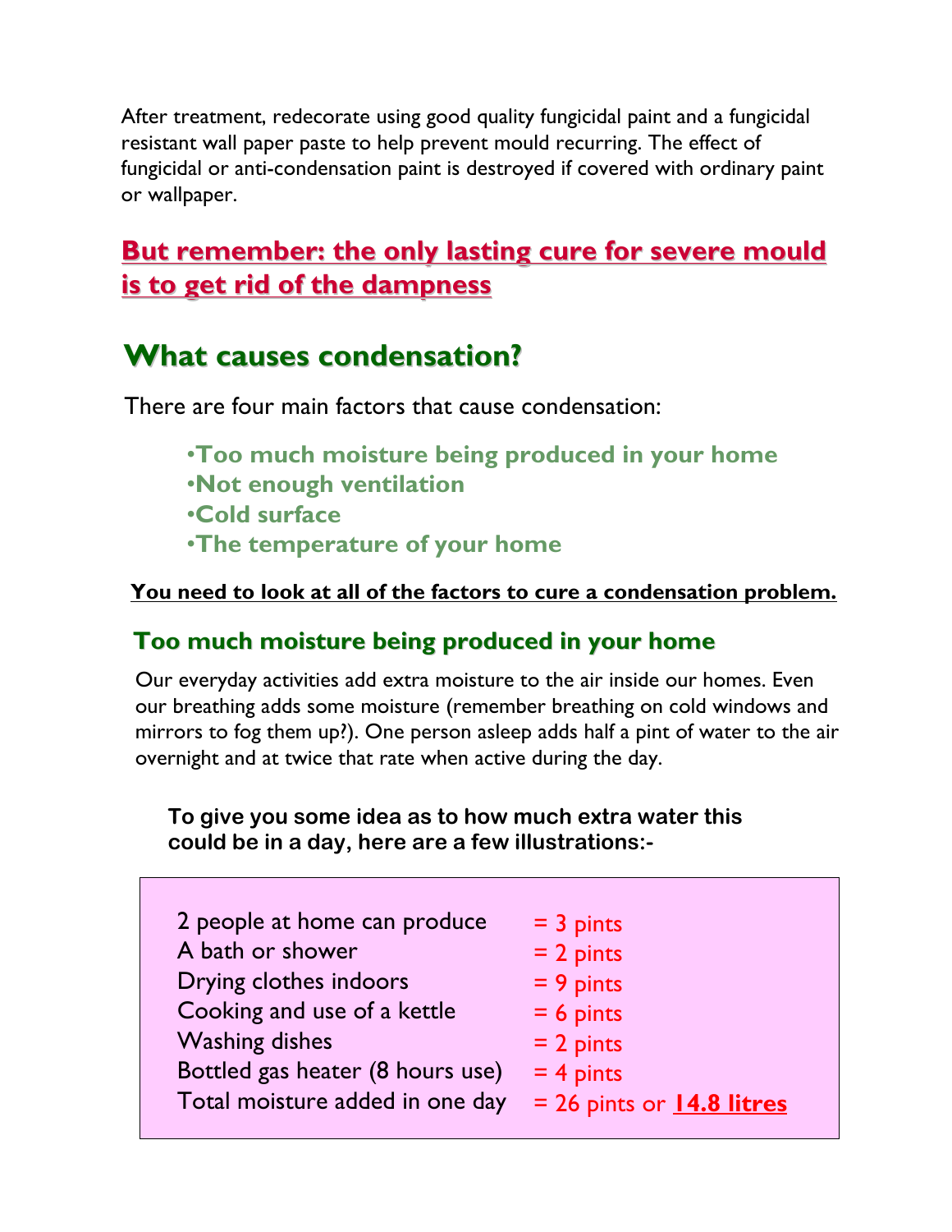After treatment, redecorate using good quality fungicidal paint and a fungicidal resistant wall paper paste to help prevent mould recurring. The effect of fungicidal or anti-condensation paint is destroyed if covered with ordinary paint or wallpaper.

## **But remember: the only lasting cure for severe mould is to get rid of the dampness**

## What causes condensation?

There are four main factors that cause condensation:

- **Too much moisture being produced in your home**
- **Not enough ventilation**
- **Cold surface**
- **The temperature of your home**

**You need to look at all of the factors to cure a condensation problem.**

### Too much moisture being produced in your home

Our everyday activities add extra moisture to the air inside our homes. Even our breathing adds some moisture (remember breathing on cold windows and mirrors to fog them up?). One person asleep adds half a pint of water to the air overnight and at twice that rate when active during the day.

**To give you some idea as to how much extra water this could be in a day, here are a few illustrations:-**

| | |
|---|---|
| 2 people at home can produce | = 3 pints |
| A bath or shower | = 2 pints |
| Drying clothes indoors | = 9 pints |
| Cooking and use of a kettle | = 6 pints |
| Washing dishes | = 2 pints |
| Bottled gas heater (8 hours use) | = 4 pints |
| Total moisture added in one day | = 26 pints or **14.8 litres** |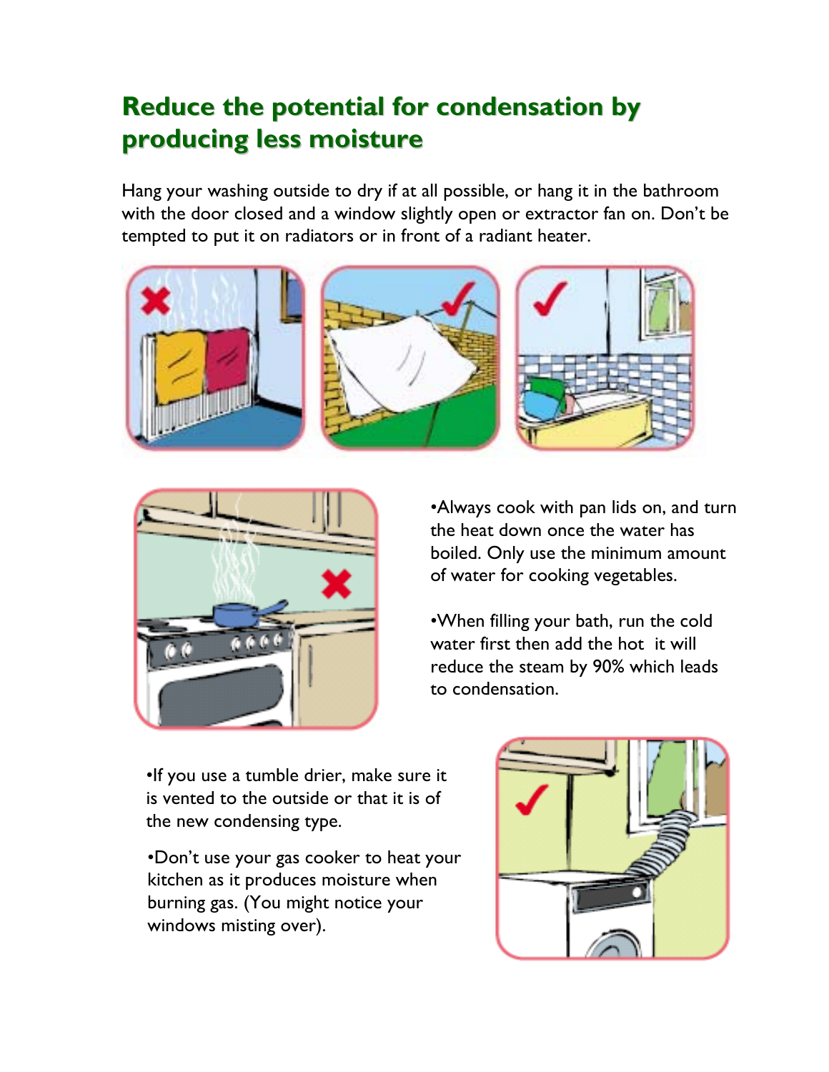## Reduce the potential for condensation by producing less moisture

Hang your washing outside to dry if at all possible, or hang it in the bathroom with the door closed and a window slightly open or extractor fan on. Don't be tempted to put it on radiators or in front of a radiant heater.

•Always cook with pan lids on, and turn the heat down once the water has boiled. Only use the minimum amount of water for cooking vegetables.

•When filling your bath, run the cold water first then add the hot it will reduce the steam by 90% which leads to condensation.

•If you use a tumble drier, make sure it is vented to the outside or that it is of the new condensing type.

•Don't use your gas cooker to heat your kitchen as it produces moisture when burning gas. (You might notice your windows misting over).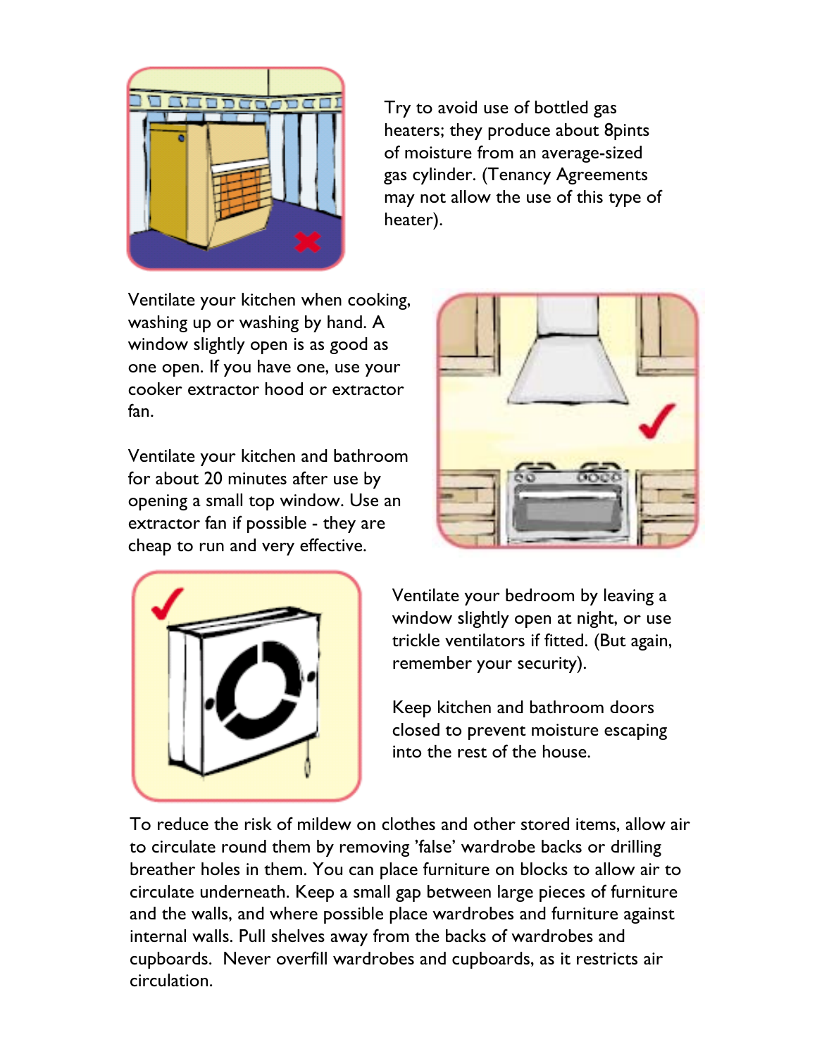Try to avoid use of bottled gas heaters; they produce about 8pints of moisture from an average-sized gas cylinder. (Tenancy Agreements may not allow the use of this type of heater).

Ventilate your kitchen when cooking, washing up or washing by hand. A window slightly open is as good as one open. If you have one, use your cooker extractor hood or extractor fan.

Ventilate your kitchen and bathroom for about 20 minutes after use by opening a small top window. Use an extractor fan if possible - they are cheap to run and very effective.

Ventilate your bedroom by leaving a window slightly open at night, or use trickle ventilators if fitted. (But again, remember your security).

Keep kitchen and bathroom doors closed to prevent moisture escaping into the rest of the house.

To reduce the risk of mildew on clothes and other stored items, allow air to circulate round them by removing 'false' wardrobe backs or drilling breather holes in them. You can place furniture on blocks to allow air to circulate underneath. Keep a small gap between large pieces of furniture and the walls, and where possible place wardrobes and furniture against internal walls. Pull shelves away from the backs of wardrobes and cupboards. Never overfill wardrobes and cupboards, as it restricts air circulation.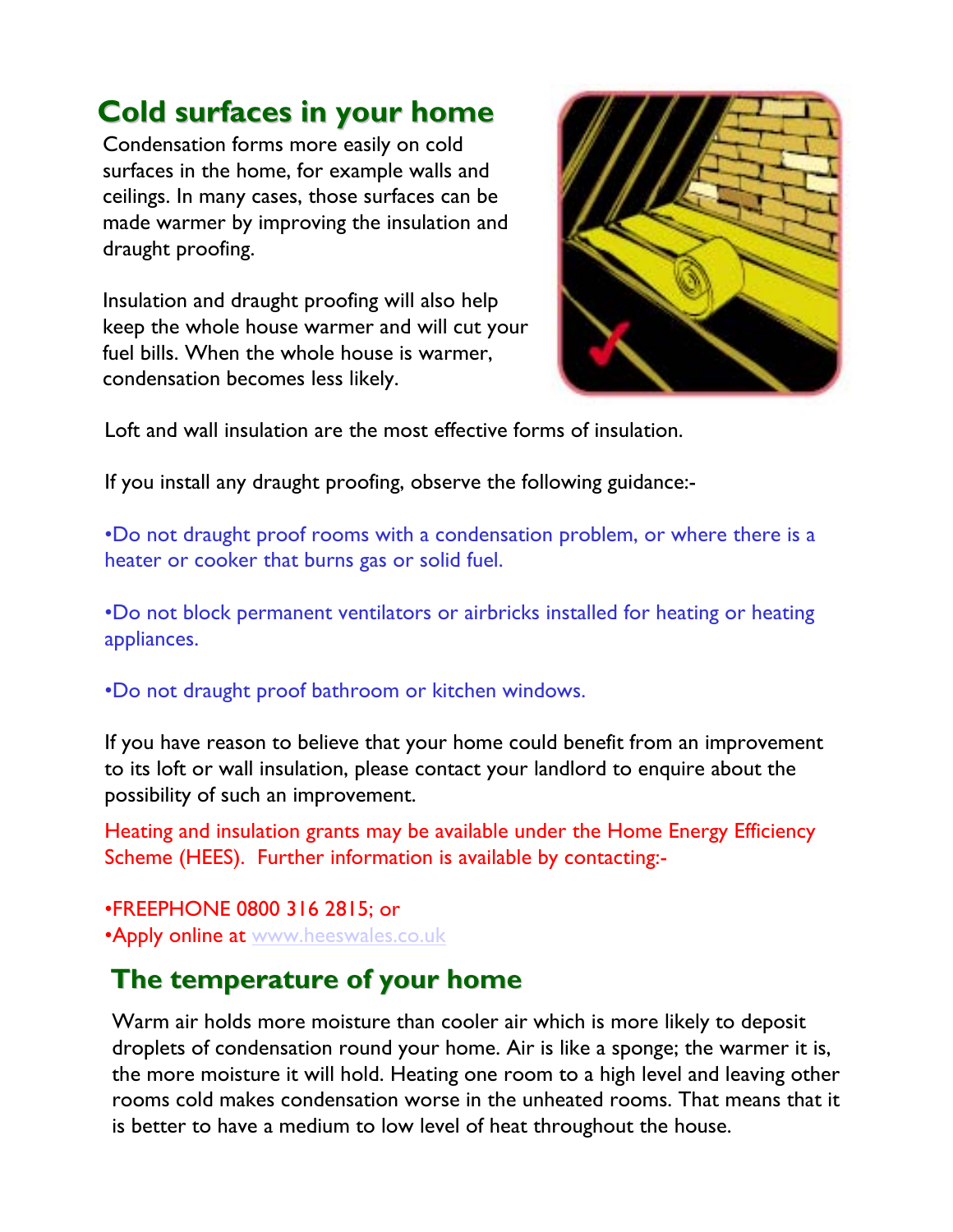## Cold surfaces in your home

Condensation forms more easily on cold surfaces in the home, for example walls and ceilings. In many cases, those surfaces can be made warmer by improving the insulation and draught proofing.

Insulation and draught proofing will also help keep the whole house warmer and will cut your fuel bills. When the whole house is warmer, condensation becomes less likely.

Loft and wall insulation are the most effective forms of insulation.

If you install any draught proofing, observe the following guidance:-

•Do not draught proof rooms with a condensation problem, or where there is a heater or cooker that burns gas or solid fuel.

•Do not block permanent ventilators or airbricks installed for heating or heating appliances.

•Do not draught proof bathroom or kitchen windows.

If you have reason to believe that your home could benefit from an improvement to its loft or wall insulation, please contact your landlord to enquire about the possibility of such an improvement.

Heating and insulation grants may be available under the Home Energy Efficiency Scheme (HEES). Further information is available by contacting:-

•FREEPHONE 0800 316 2815; or
•Apply online at www.heeswales.co.uk

## The temperature of your home

Warm air holds more moisture than cooler air which is more likely to deposit droplets of condensation round your home. Air is like a sponge; the warmer it is, the more moisture it will hold. Heating one room to a high level and leaving other rooms cold makes condensation worse in the unheated rooms. That means that it is better to have a medium to low level of heat throughout the house.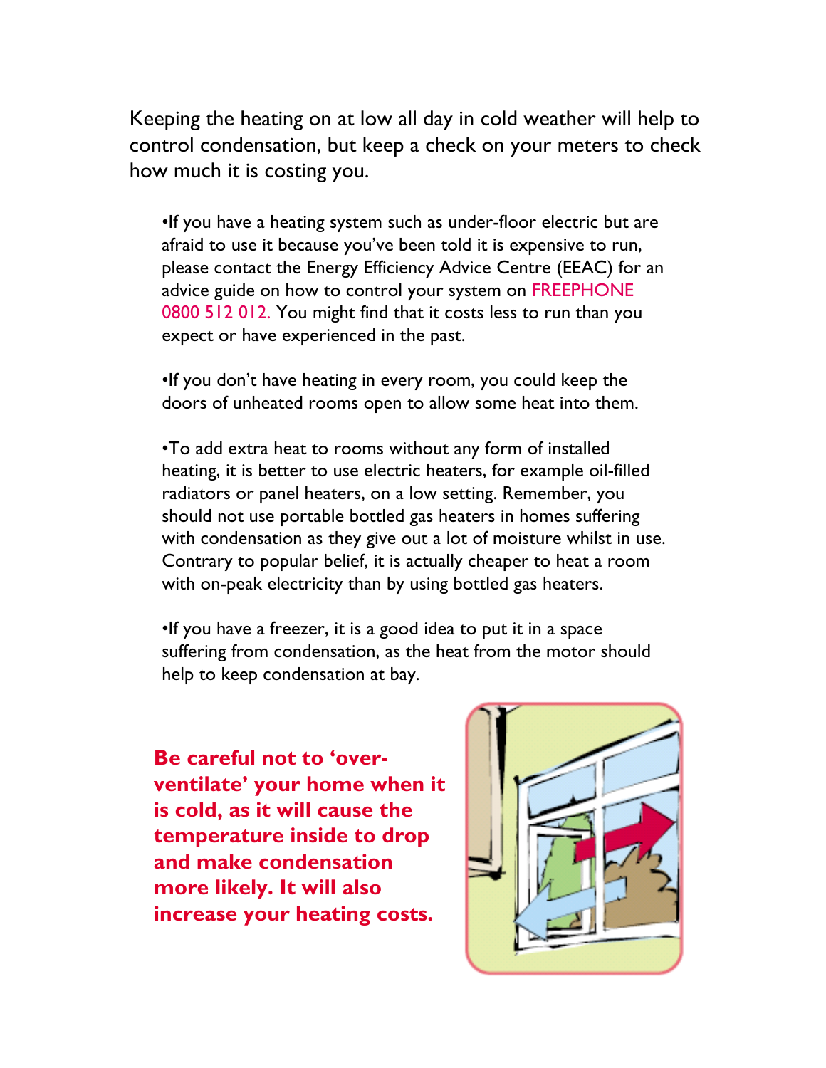Keeping the heating on at low all day in cold weather will help to control condensation, but keep a check on your meters to check how much it is costing you.

- If you have a heating system such as under-floor electric but are afraid to use it because you've been told it is expensive to run, please contact the Energy Efficiency Advice Centre (EEAC) for an advice guide on how to control your system on FREEPHONE 0800 512 012. You might find that it costs less to run than you expect or have experienced in the past.

- If you don't have heating in every room, you could keep the doors of unheated rooms open to allow some heat into them.

- To add extra heat to rooms without any form of installed heating, it is better to use electric heaters, for example oil-filled radiators or panel heaters, on a low setting. Remember, you should not use portable bottled gas heaters in homes suffering with condensation as they give out a lot of moisture whilst in use. Contrary to popular belief, it is actually cheaper to heat a room with on-peak electricity than by using bottled gas heaters.

- If you have a freezer, it is a good idea to put it in a space suffering from condensation, as the heat from the motor should help to keep condensation at bay.

**Be careful not to 'over-ventilate' your home when it is cold, as it will cause the temperature inside to drop and make condensation more likely. It will also increase your heating costs.**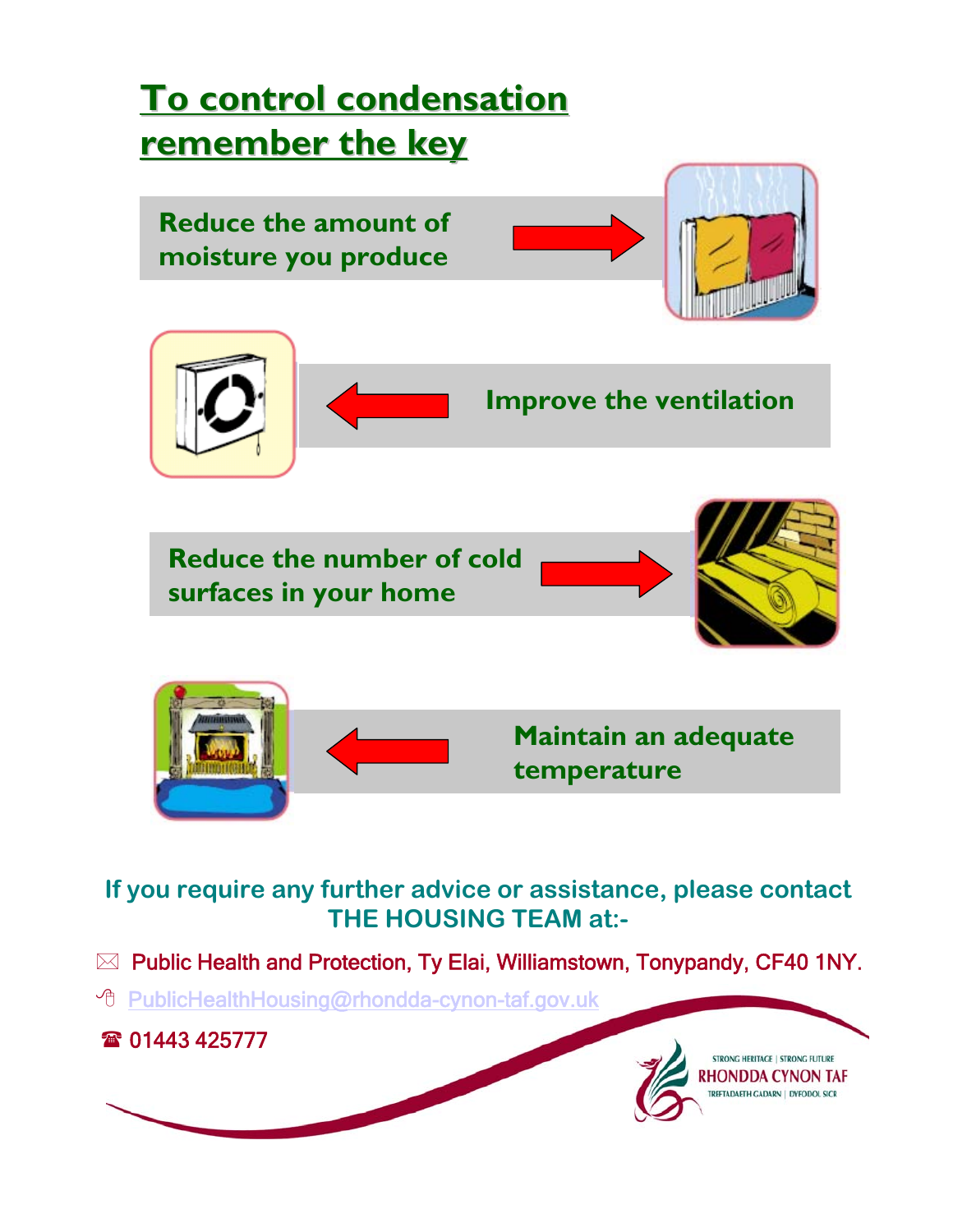## To control condensation remember the key

**Reduce the amount of moisture you produce**

**Improve the ventilation**

**Reduce the number of cold surfaces in your home**

**Maintain an adequate temperature**

**If you require any further advice or assistance, please contact THE HOUSING TEAM at:-**

Public Health and Protection, Ty Elai, Williamstown, Tonypandy, CF40 1NY.

PublicHealthHousing@rhondda-cynon-taf.gov.uk

01443 425777

STRONG HERITAGE | STRONG FUTURE
RHONDDA CYNON TAF
TREFTADAETH GADARN | DYFODOL SICR